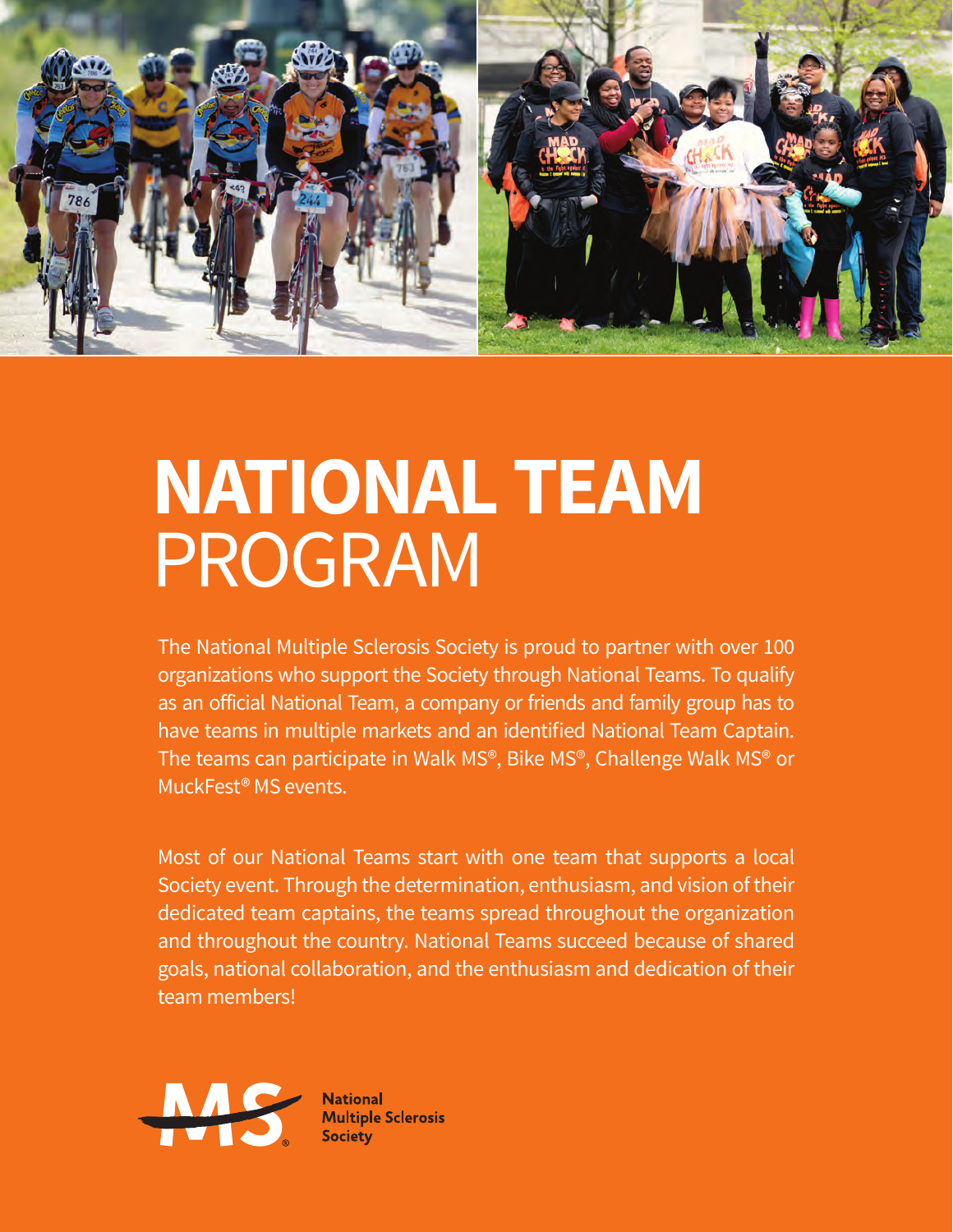# NATIONAL TEAM PROGRAM

The National Multiple Sclerosis Society is proud to partner with over 100 organizations who support the Society through National Teams. To qualify as an official National Team, a company or friends and family group has to have teams in multiple markets and an identified National Team Captain. The teams can participate in Walk MS®, Bike MS®, Challenge Walk MS® or MuckFest® MS events.

Most of our National Teams start with one team that supports a local Society event. Through the determination, enthusiasm, and vision of their dedicated team captains, the teams spread throughout the organization and throughout the country. National Teams succeed because of shared goals, national collaboration, and the enthusiasm and dedication of their team members!

National Multiple Sclerosis Society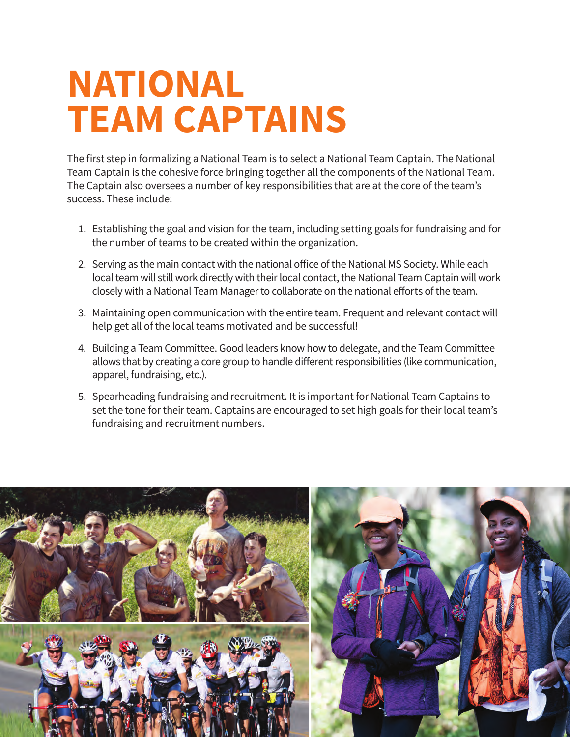# NATIONAL TEAM CAPTAINS

The first step in formalizing a National Team is to select a National Team Captain. The National Team Captain is the cohesive force bringing together all the components of the National Team. The Captain also oversees a number of key responsibilities that are at the core of the team's success. These include:

1. Establishing the goal and vision for the team, including setting goals for fundraising and for the number of teams to be created within the organization.
2. Serving as the main contact with the national office of the National MS Society. While each local team will still work directly with their local contact, the National Team Captain will work closely with a National Team Manager to collaborate on the national efforts of the team.
3. Maintaining open communication with the entire team. Frequent and relevant contact will help get all of the local teams motivated and be successful!
4. Building a Team Committee. Good leaders know how to delegate, and the Team Committee allows that by creating a core group to handle different responsibilities (like communication, apparel, fundraising, etc.).
5. Spearheading fundraising and recruitment. It is important for National Team Captains to set the tone for their team. Captains are encouraged to set high goals for their local team's fundraising and recruitment numbers.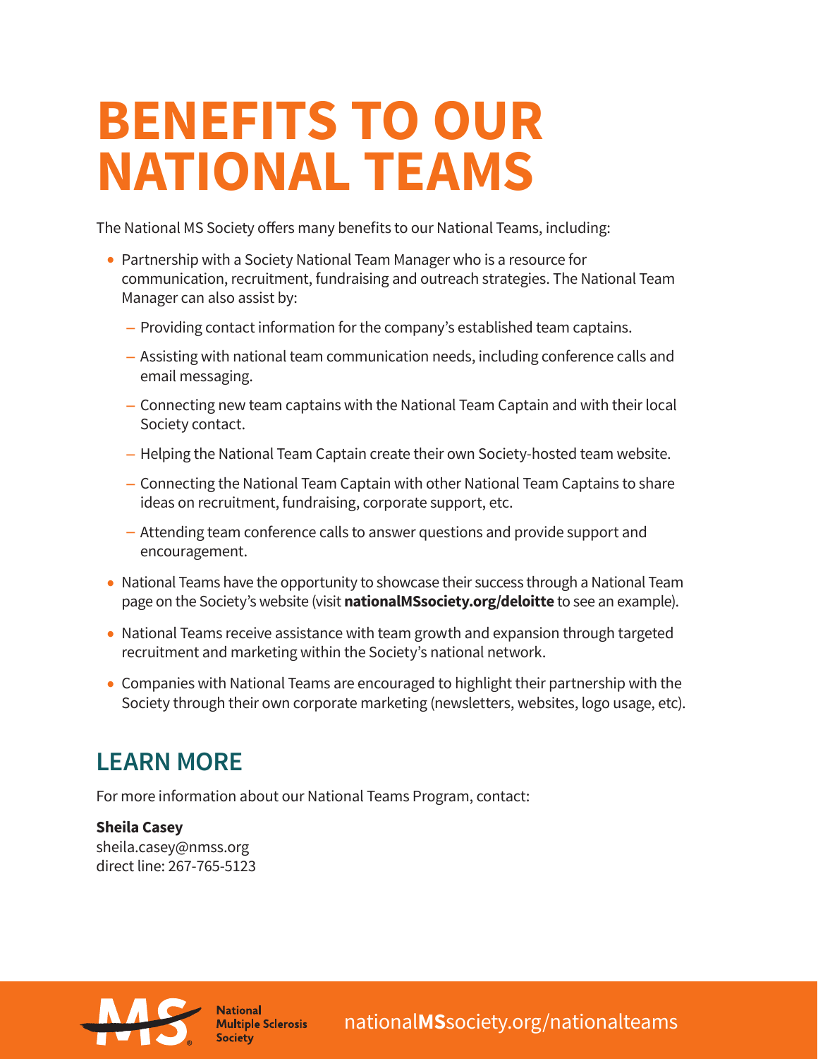# BENEFITS TO OUR NATIONAL TEAMS

The National MS Society offers many benefits to our National Teams, including:

- Partnership with a Society National Team Manager who is a resource for communication, recruitment, fundraising and outreach strategies. The National Team Manager can also assist by:
  - Providing contact information for the company's established team captains.
  - Assisting with national team communication needs, including conference calls and email messaging.
  - Connecting new team captains with the National Team Captain and with their local Society contact.
  - Helping the National Team Captain create their own Society-hosted team website.
  - Connecting the National Team Captain with other National Team Captains to share ideas on recruitment, fundraising, corporate support, etc.
  - Attending team conference calls to answer questions and provide support and encouragement.
- National Teams have the opportunity to showcase their success through a National Team page on the Society's website (visit **nationalMSsociety.org/deloitte** to see an example).
- National Teams receive assistance with team growth and expansion through targeted recruitment and marketing within the Society's national network.
- Companies with National Teams are encouraged to highlight their partnership with the Society through their own corporate marketing (newsletters, websites, logo usage, etc).

## LEARN MORE

For more information about our National Teams Program, contact:

**Sheila Casey**
sheila.casey@nmss.org
direct line: 267-765-5123

National Multiple Sclerosis Society

national**MS**society.org/nationalteams